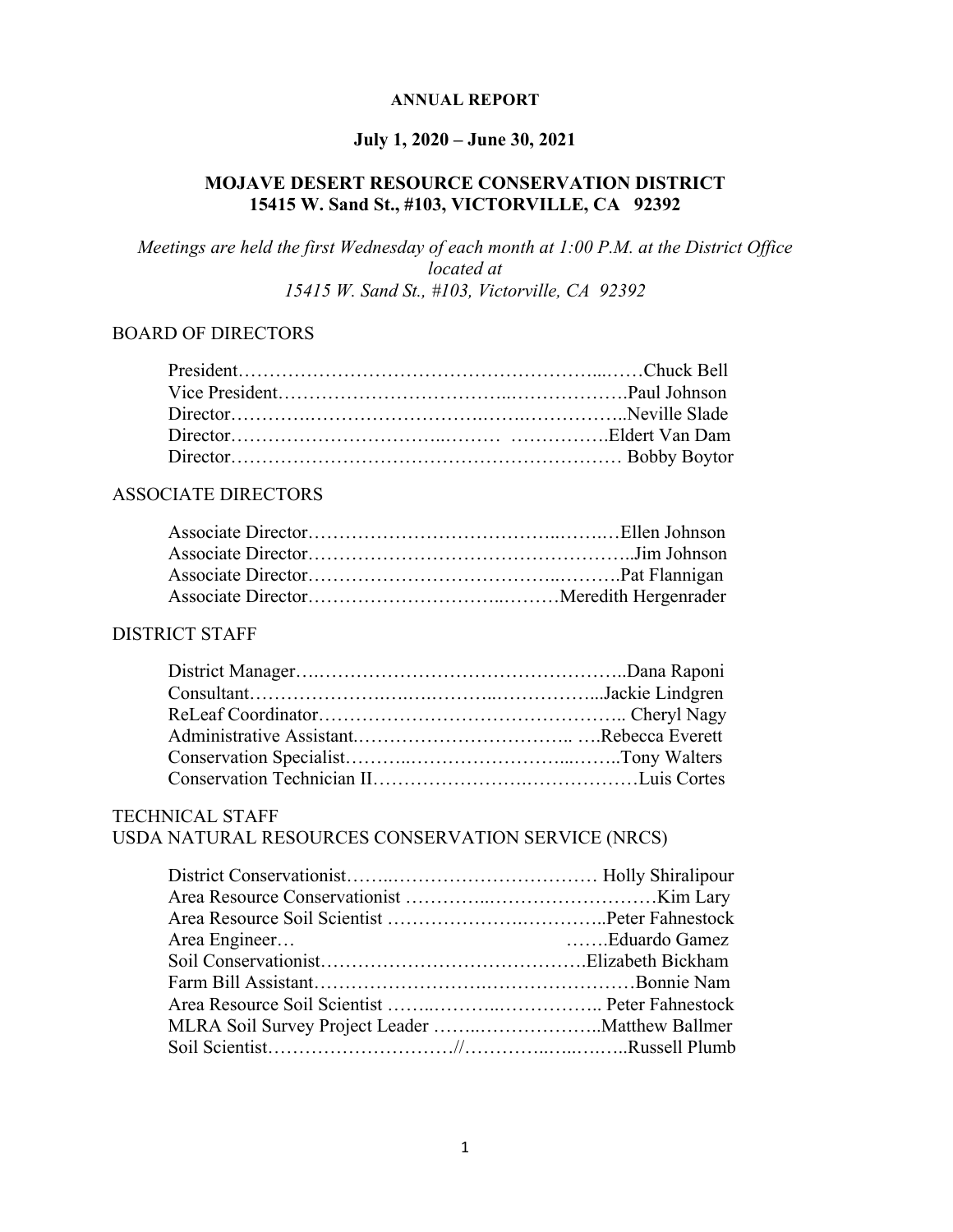**ANNUAL REPORT**

**July 1, 2020 – June 30, 2021**

**MOJAVE DESERT RESOURCE CONSERVATION DISTRICT**
**15415 W. Sand St., #103, VICTORVILLE, CA 92392**

*Meetings are held the first Wednesday of each month at 1:00 P.M. at the District Office located at*
*15415 W. Sand St., #103, Victorville, CA 92392*

## BOARD OF DIRECTORS

| | |
|---|---|
| President | Chuck Bell |
| Vice President | Paul Johnson |
| Director | Neville Slade |
| Director | Eldert Van Dam |
| Director | Bobby Boytor |

## ASSOCIATE DIRECTORS

| | |
|---|---|
| Associate Director | Ellen Johnson |
| Associate Director | Jim Johnson |
| Associate Director | Pat Flannigan |
| Associate Director | Meredith Hergenrader |

## DISTRICT STAFF

| | |
|---|---|
| District Manager | Dana Raponi |
| Consultant | Jackie Lindgren |
| ReLeaf Coordinator | Cheryl Nagy |
| Administrative Assistant. | Rebecca Everett |
| Conservation Specialist | Tony Walters |
| Conservation Technician II | Luis Cortes |

## TECHNICAL STAFF
## USDA NATURAL RESOURCES CONSERVATION SERVICE (NRCS)

| | |
|---|---|
| District Conservationist | Holly Shiralipour |
| Area Resource Conservationist | Kim Lary |
| Area Resource Soil Scientist | Peter Fahnestock |
| Area Engineer | Eduardo Gamez |
| Soil Conservationist | Elizabeth Bickham |
| Farm Bill Assistant | Bonnie Nam |
| Area Resource Soil Scientist | Peter Fahnestock |
| MLRA Soil Survey Project Leader | Matthew Ballmer |
| Soil Scientist | Russell Plumb |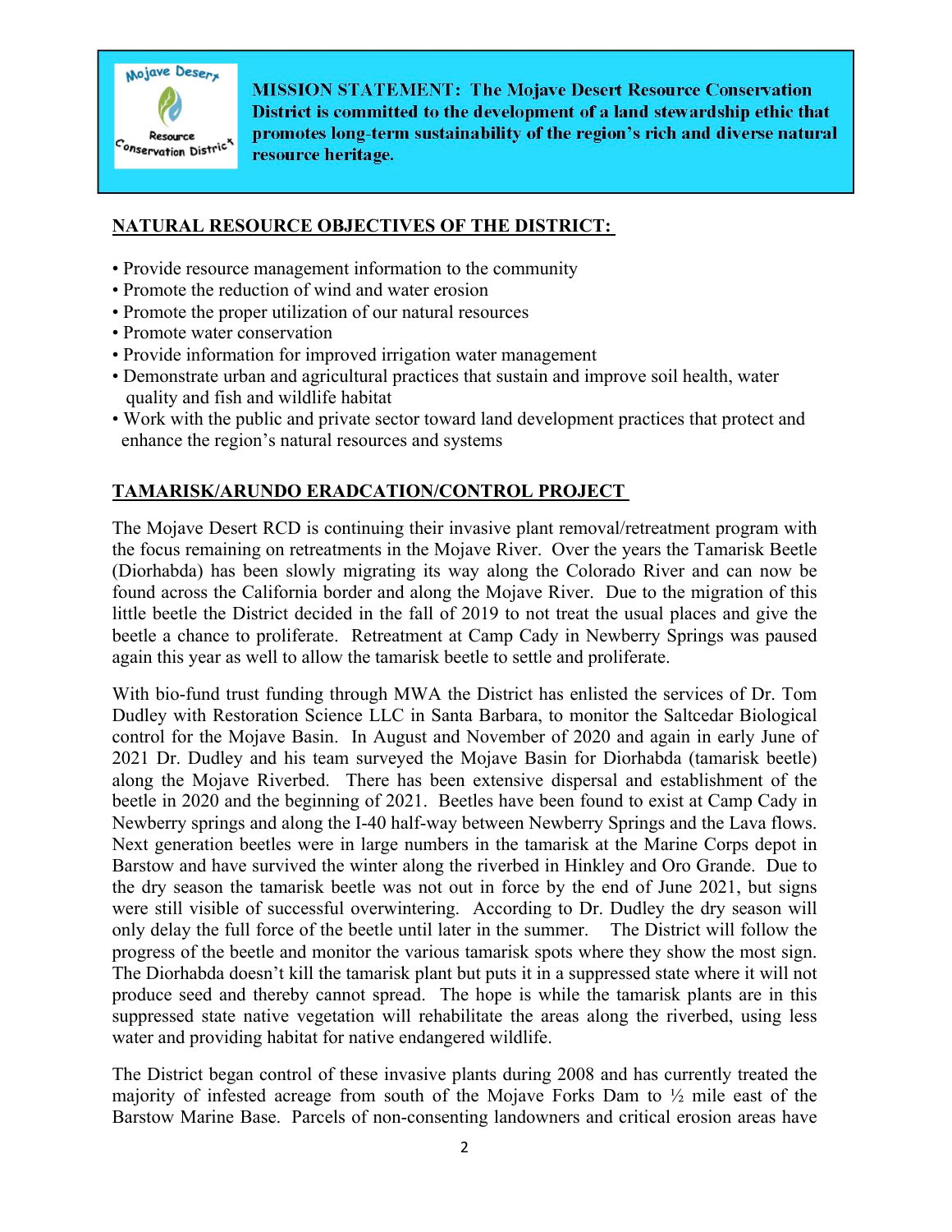**MISSION STATEMENT: The Mojave Desert Resource Conservation District is committed to the development of a land stewardship ethic that promotes long-term sustainability of the region's rich and diverse natural resource heritage.**

## NATURAL RESOURCE OBJECTIVES OF THE DISTRICT:

- Provide resource management information to the community
- Promote the reduction of wind and water erosion
- Promote the proper utilization of our natural resources
- Promote water conservation
- Provide information for improved irrigation water management
- Demonstrate urban and agricultural practices that sustain and improve soil health, water quality and fish and wildlife habitat
- Work with the public and private sector toward land development practices that protect and enhance the region's natural resources and systems

## TAMARISK/ARUNDO ERADCATION/CONTROL PROJECT

The Mojave Desert RCD is continuing their invasive plant removal/retreatment program with the focus remaining on retreatments in the Mojave River. Over the years the Tamarisk Beetle (Diorhabda) has been slowly migrating its way along the Colorado River and can now be found across the California border and along the Mojave River. Due to the migration of this little beetle the District decided in the fall of 2019 to not treat the usual places and give the beetle a chance to proliferate. Retreatment at Camp Cady in Newberry Springs was paused again this year as well to allow the tamarisk beetle to settle and proliferate.

With bio-fund trust funding through MWA the District has enlisted the services of Dr. Tom Dudley with Restoration Science LLC in Santa Barbara, to monitor the Saltcedar Biological control for the Mojave Basin. In August and November of 2020 and again in early June of 2021 Dr. Dudley and his team surveyed the Mojave Basin for Diorhabda (tamarisk beetle) along the Mojave Riverbed. There has been extensive dispersal and establishment of the beetle in 2020 and the beginning of 2021. Beetles have been found to exist at Camp Cady in Newberry springs and along the I-40 half-way between Newberry Springs and the Lava flows. Next generation beetles were in large numbers in the tamarisk at the Marine Corps depot in Barstow and have survived the winter along the riverbed in Hinkley and Oro Grande. Due to the dry season the tamarisk beetle was not out in force by the end of June 2021, but signs were still visible of successful overwintering. According to Dr. Dudley the dry season will only delay the full force of the beetle until later in the summer. The District will follow the progress of the beetle and monitor the various tamarisk spots where they show the most sign. The Diorhabda doesn't kill the tamarisk plant but puts it in a suppressed state where it will not produce seed and thereby cannot spread. The hope is while the tamarisk plants are in this suppressed state native vegetation will rehabilitate the areas along the riverbed, using less water and providing habitat for native endangered wildlife.

The District began control of these invasive plants during 2008 and has currently treated the majority of infested acreage from south of the Mojave Forks Dam to ½ mile east of the Barstow Marine Base. Parcels of non-consenting landowners and critical erosion areas have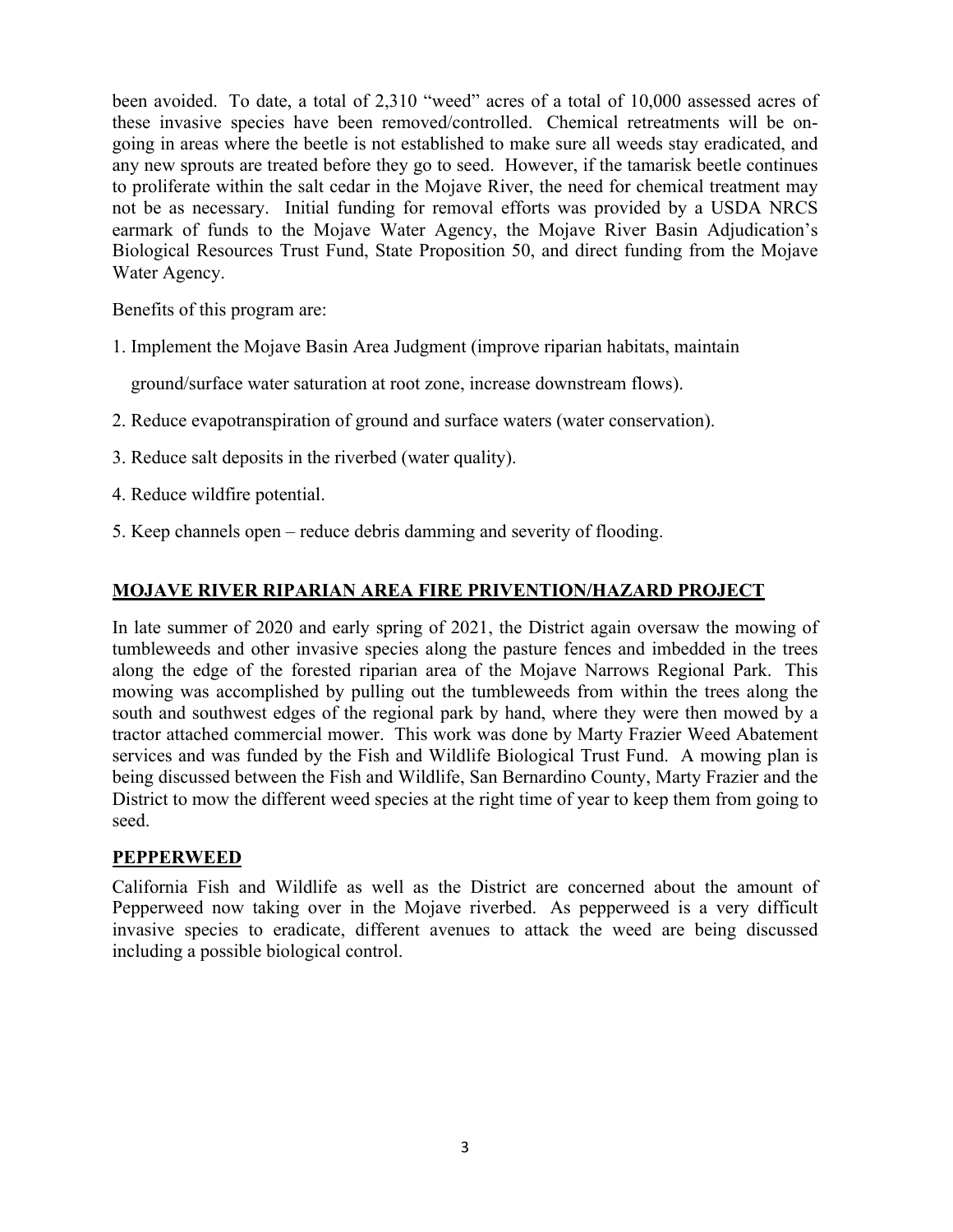been avoided. To date, a total of 2,310 "weed" acres of a total of 10,000 assessed acres of these invasive species have been removed/controlled. Chemical retreatments will be on-going in areas where the beetle is not established to make sure all weeds stay eradicated, and any new sprouts are treated before they go to seed. However, if the tamarisk beetle continues to proliferate within the salt cedar in the Mojave River, the need for chemical treatment may not be as necessary. Initial funding for removal efforts was provided by a USDA NRCS earmark of funds to the Mojave Water Agency, the Mojave River Basin Adjudication's Biological Resources Trust Fund, State Proposition 50, and direct funding from the Mojave Water Agency.

Benefits of this program are:

1. Implement the Mojave Basin Area Judgment (improve riparian habitats, maintain ground/surface water saturation at root zone, increase downstream flows).
2. Reduce evapotranspiration of ground and surface waters (water conservation).
3. Reduce salt deposits in the riverbed (water quality).
4. Reduce wildfire potential.
5. Keep channels open – reduce debris damming and severity of flooding.

## MOJAVE RIVER RIPARIAN AREA FIRE PRIVENTION/HAZARD PROJECT

In late summer of 2020 and early spring of 2021, the District again oversaw the mowing of tumbleweeds and other invasive species along the pasture fences and imbedded in the trees along the edge of the forested riparian area of the Mojave Narrows Regional Park. This mowing was accomplished by pulling out the tumbleweeds from within the trees along the south and southwest edges of the regional park by hand, where they were then mowed by a tractor attached commercial mower. This work was done by Marty Frazier Weed Abatement services and was funded by the Fish and Wildlife Biological Trust Fund. A mowing plan is being discussed between the Fish and Wildlife, San Bernardino County, Marty Frazier and the District to mow the different weed species at the right time of year to keep them from going to seed.

## PEPPERWEED

California Fish and Wildlife as well as the District are concerned about the amount of Pepperweed now taking over in the Mojave riverbed. As pepperweed is a very difficult invasive species to eradicate, different avenues to attack the weed are being discussed including a possible biological control.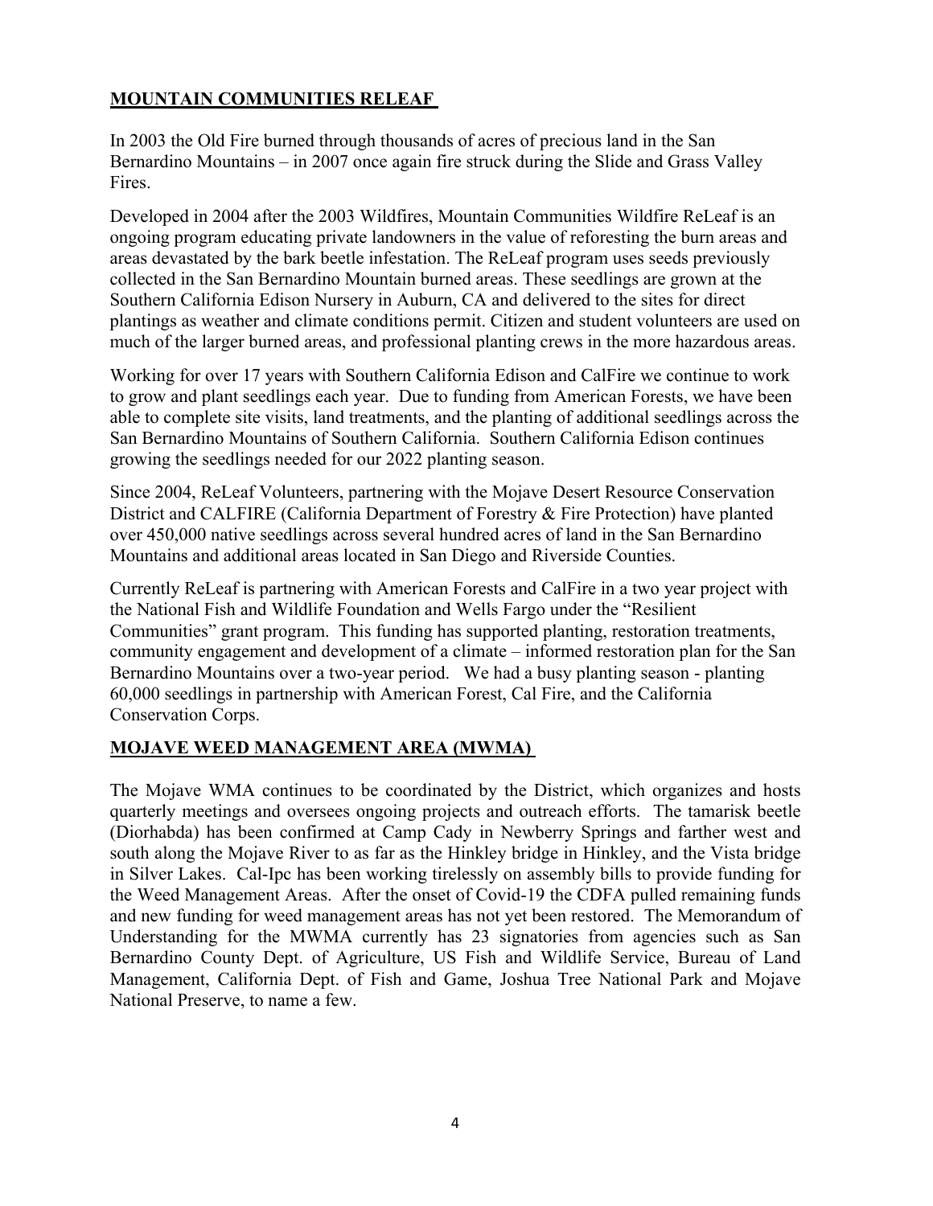## **MOUNTAIN COMMUNITIES RELEAF**

In 2003 the Old Fire burned through thousands of acres of precious land in the San Bernardino Mountains – in 2007 once again fire struck during the Slide and Grass Valley Fires.

Developed in 2004 after the 2003 Wildfires, Mountain Communities Wildfire ReLeaf is an ongoing program educating private landowners in the value of reforesting the burn areas and areas devastated by the bark beetle infestation. The ReLeaf program uses seeds previously collected in the San Bernardino Mountain burned areas. These seedlings are grown at the Southern California Edison Nursery in Auburn, CA and delivered to the sites for direct plantings as weather and climate conditions permit. Citizen and student volunteers are used on much of the larger burned areas, and professional planting crews in the more hazardous areas.

Working for over 17 years with Southern California Edison and CalFire we continue to work to grow and plant seedlings each year. Due to funding from American Forests, we have been able to complete site visits, land treatments, and the planting of additional seedlings across the San Bernardino Mountains of Southern California. Southern California Edison continues growing the seedlings needed for our 2022 planting season.

Since 2004, ReLeaf Volunteers, partnering with the Mojave Desert Resource Conservation District and CALFIRE (California Department of Forestry & Fire Protection) have planted over 450,000 native seedlings across several hundred acres of land in the San Bernardino Mountains and additional areas located in San Diego and Riverside Counties.

Currently ReLeaf is partnering with American Forests and CalFire in a two year project with the National Fish and Wildlife Foundation and Wells Fargo under the "Resilient Communities" grant program. This funding has supported planting, restoration treatments, community engagement and development of a climate – informed restoration plan for the San Bernardino Mountains over a two-year period. We had a busy planting season - planting 60,000 seedlings in partnership with American Forest, Cal Fire, and the California Conservation Corps.

## **MOJAVE WEED MANAGEMENT AREA (MWMA)**

The Mojave WMA continues to be coordinated by the District, which organizes and hosts quarterly meetings and oversees ongoing projects and outreach efforts. The tamarisk beetle (Diorhabda) has been confirmed at Camp Cady in Newberry Springs and farther west and south along the Mojave River to as far as the Hinkley bridge in Hinkley, and the Vista bridge in Silver Lakes. Cal-Ipc has been working tirelessly on assembly bills to provide funding for the Weed Management Areas. After the onset of Covid-19 the CDFA pulled remaining funds and new funding for weed management areas has not yet been restored. The Memorandum of Understanding for the MWMA currently has 23 signatories from agencies such as San Bernardino County Dept. of Agriculture, US Fish and Wildlife Service, Bureau of Land Management, California Dept. of Fish and Game, Joshua Tree National Park and Mojave National Preserve, to name a few.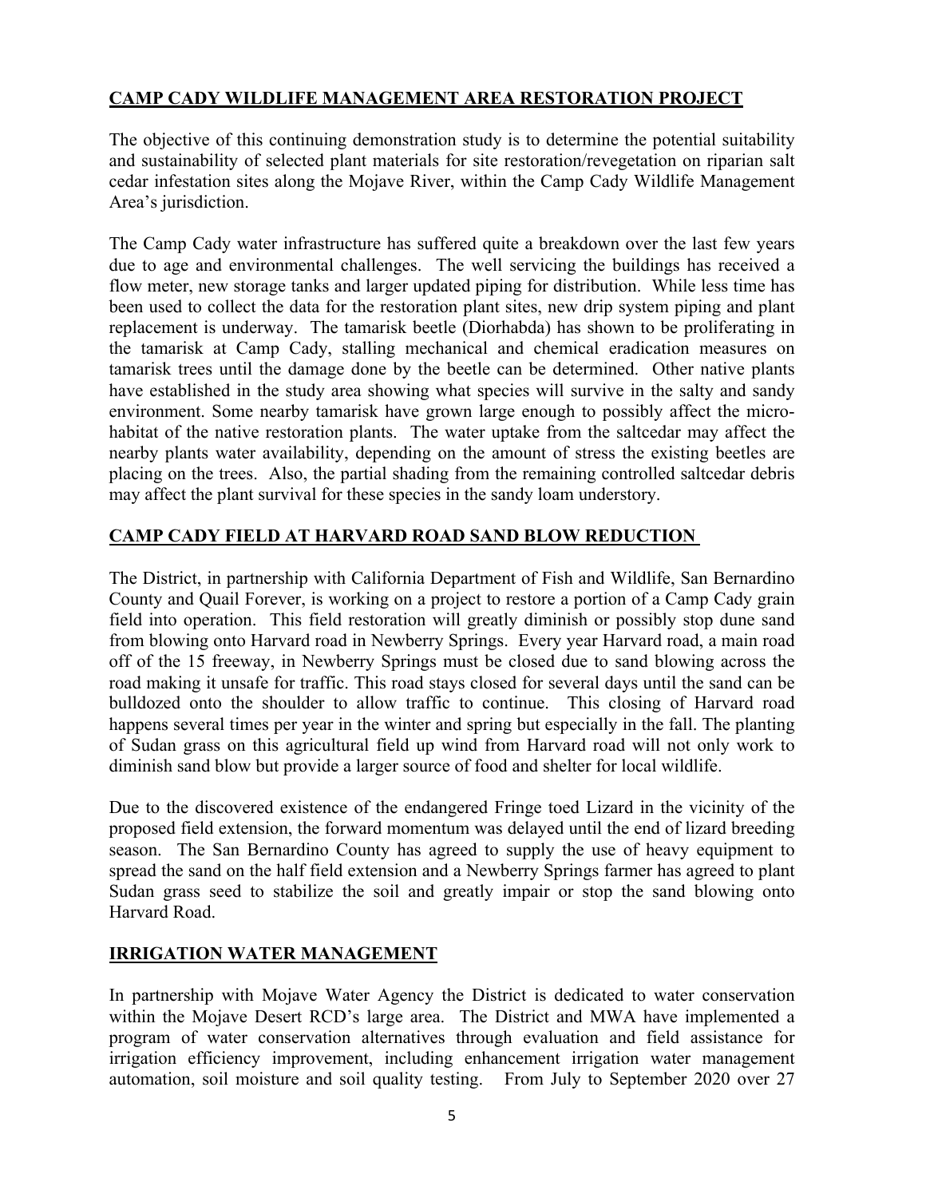## CAMP CADY WILDLIFE MANAGEMENT AREA RESTORATION PROJECT

The objective of this continuing demonstration study is to determine the potential suitability and sustainability of selected plant materials for site restoration/revegetation on riparian salt cedar infestation sites along the Mojave River, within the Camp Cady Wildlife Management Area's jurisdiction.

The Camp Cady water infrastructure has suffered quite a breakdown over the last few years due to age and environmental challenges. The well servicing the buildings has received a flow meter, new storage tanks and larger updated piping for distribution. While less time has been used to collect the data for the restoration plant sites, new drip system piping and plant replacement is underway. The tamarisk beetle (Diorhabda) has shown to be proliferating in the tamarisk at Camp Cady, stalling mechanical and chemical eradication measures on tamarisk trees until the damage done by the beetle can be determined. Other native plants have established in the study area showing what species will survive in the salty and sandy environment. Some nearby tamarisk have grown large enough to possibly affect the micro-habitat of the native restoration plants. The water uptake from the saltcedar may affect the nearby plants water availability, depending on the amount of stress the existing beetles are placing on the trees. Also, the partial shading from the remaining controlled saltcedar debris may affect the plant survival for these species in the sandy loam understory.

## CAMP CADY FIELD AT HARVARD ROAD SAND BLOW REDUCTION

The District, in partnership with California Department of Fish and Wildlife, San Bernardino County and Quail Forever, is working on a project to restore a portion of a Camp Cady grain field into operation. This field restoration will greatly diminish or possibly stop dune sand from blowing onto Harvard road in Newberry Springs. Every year Harvard road, a main road off of the 15 freeway, in Newberry Springs must be closed due to sand blowing across the road making it unsafe for traffic. This road stays closed for several days until the sand can be bulldozed onto the shoulder to allow traffic to continue. This closing of Harvard road happens several times per year in the winter and spring but especially in the fall. The planting of Sudan grass on this agricultural field up wind from Harvard road will not only work to diminish sand blow but provide a larger source of food and shelter for local wildlife.

Due to the discovered existence of the endangered Fringe toed Lizard in the vicinity of the proposed field extension, the forward momentum was delayed until the end of lizard breeding season. The San Bernardino County has agreed to supply the use of heavy equipment to spread the sand on the half field extension and a Newberry Springs farmer has agreed to plant Sudan grass seed to stabilize the soil and greatly impair or stop the sand blowing onto Harvard Road.

## IRRIGATION WATER MANAGEMENT

In partnership with Mojave Water Agency the District is dedicated to water conservation within the Mojave Desert RCD's large area. The District and MWA have implemented a program of water conservation alternatives through evaluation and field assistance for irrigation efficiency improvement, including enhancement irrigation water management automation, soil moisture and soil quality testing. From July to September 2020 over 27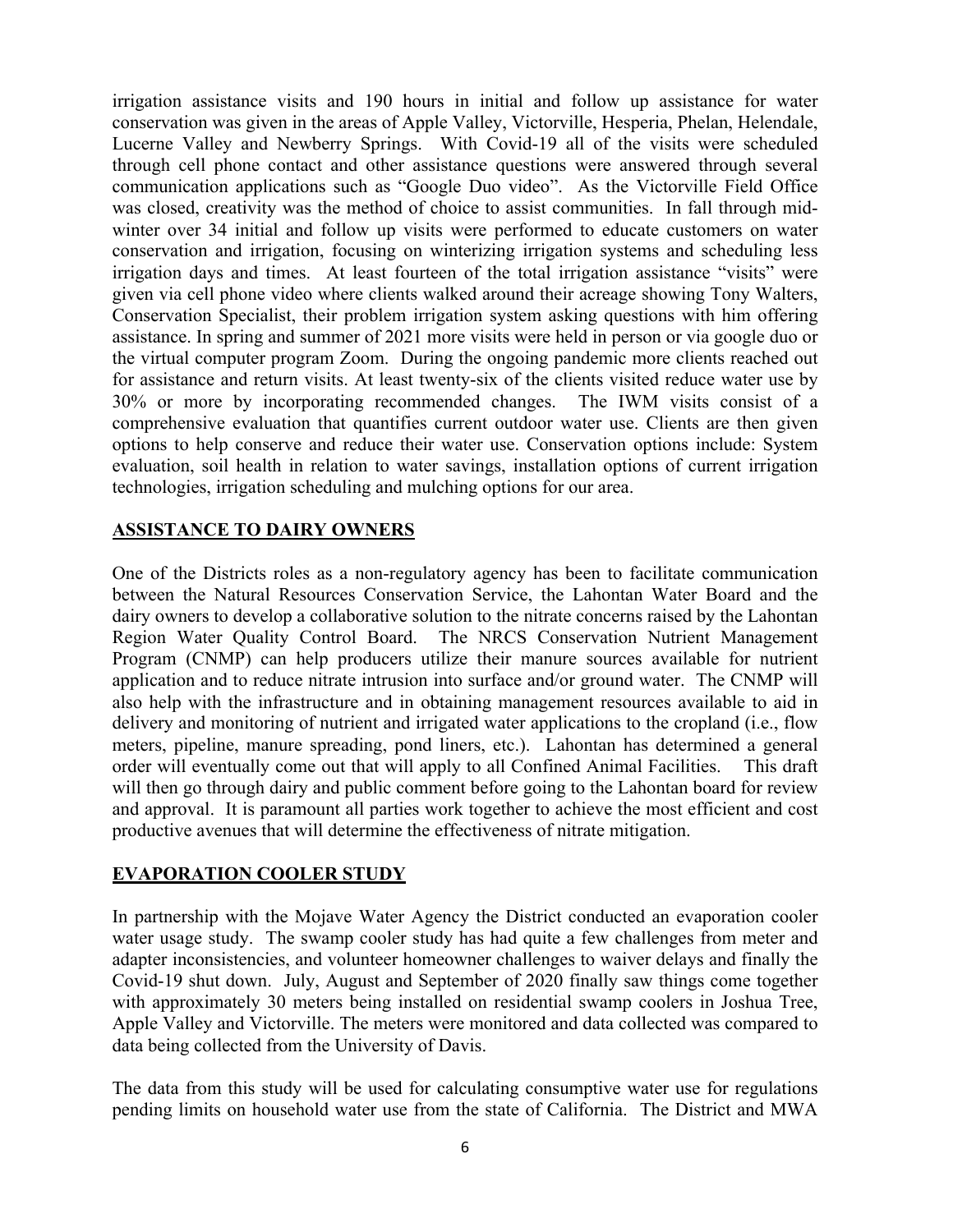irrigation assistance visits and 190 hours in initial and follow up assistance for water conservation was given in the areas of Apple Valley, Victorville, Hesperia, Phelan, Helendale, Lucerne Valley and Newberry Springs. With Covid-19 all of the visits were scheduled through cell phone contact and other assistance questions were answered through several communication applications such as "Google Duo video". As the Victorville Field Office was closed, creativity was the method of choice to assist communities. In fall through mid-winter over 34 initial and follow up visits were performed to educate customers on water conservation and irrigation, focusing on winterizing irrigation systems and scheduling less irrigation days and times. At least fourteen of the total irrigation assistance "visits" were given via cell phone video where clients walked around their acreage showing Tony Walters, Conservation Specialist, their problem irrigation system asking questions with him offering assistance. In spring and summer of 2021 more visits were held in person or via google duo or the virtual computer program Zoom. During the ongoing pandemic more clients reached out for assistance and return visits. At least twenty-six of the clients visited reduce water use by 30% or more by incorporating recommended changes. The IWM visits consist of a comprehensive evaluation that quantifies current outdoor water use. Clients are then given options to help conserve and reduce their water use. Conservation options include: System evaluation, soil health in relation to water savings, installation options of current irrigation technologies, irrigation scheduling and mulching options for our area.

## ASSISTANCE TO DAIRY OWNERS

One of the Districts roles as a non-regulatory agency has been to facilitate communication between the Natural Resources Conservation Service, the Lahontan Water Board and the dairy owners to develop a collaborative solution to the nitrate concerns raised by the Lahontan Region Water Quality Control Board. The NRCS Conservation Nutrient Management Program (CNMP) can help producers utilize their manure sources available for nutrient application and to reduce nitrate intrusion into surface and/or ground water. The CNMP will also help with the infrastructure and in obtaining management resources available to aid in delivery and monitoring of nutrient and irrigated water applications to the cropland (i.e., flow meters, pipeline, manure spreading, pond liners, etc.). Lahontan has determined a general order will eventually come out that will apply to all Confined Animal Facilities. This draft will then go through dairy and public comment before going to the Lahontan board for review and approval. It is paramount all parties work together to achieve the most efficient and cost productive avenues that will determine the effectiveness of nitrate mitigation.

## EVAPORATION COOLER STUDY

In partnership with the Mojave Water Agency the District conducted an evaporation cooler water usage study. The swamp cooler study has had quite a few challenges from meter and adapter inconsistencies, and volunteer homeowner challenges to waiver delays and finally the Covid-19 shut down. July, August and September of 2020 finally saw things come together with approximately 30 meters being installed on residential swamp coolers in Joshua Tree, Apple Valley and Victorville. The meters were monitored and data collected was compared to data being collected from the University of Davis.

The data from this study will be used for calculating consumptive water use for regulations pending limits on household water use from the state of California. The District and MWA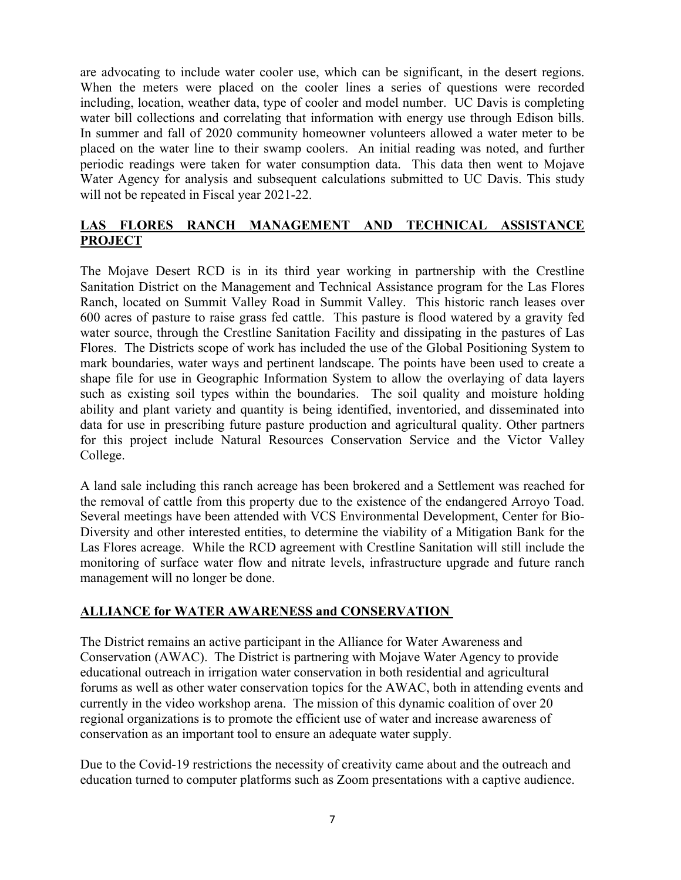are advocating to include water cooler use, which can be significant, in the desert regions. When the meters were placed on the cooler lines a series of questions were recorded including, location, weather data, type of cooler and model number. UC Davis is completing water bill collections and correlating that information with energy use through Edison bills. In summer and fall of 2020 community homeowner volunteers allowed a water meter to be placed on the water line to their swamp coolers. An initial reading was noted, and further periodic readings were taken for water consumption data. This data then went to Mojave Water Agency for analysis and subsequent calculations submitted to UC Davis. This study will not be repeated in Fiscal year 2021-22.

## LAS FLORES RANCH MANAGEMENT AND TECHNICAL ASSISTANCE PROJECT

The Mojave Desert RCD is in its third year working in partnership with the Crestline Sanitation District on the Management and Technical Assistance program for the Las Flores Ranch, located on Summit Valley Road in Summit Valley. This historic ranch leases over 600 acres of pasture to raise grass fed cattle. This pasture is flood watered by a gravity fed water source, through the Crestline Sanitation Facility and dissipating in the pastures of Las Flores. The Districts scope of work has included the use of the Global Positioning System to mark boundaries, water ways and pertinent landscape. The points have been used to create a shape file for use in Geographic Information System to allow the overlaying of data layers such as existing soil types within the boundaries. The soil quality and moisture holding ability and plant variety and quantity is being identified, inventoried, and disseminated into data for use in prescribing future pasture production and agricultural quality. Other partners for this project include Natural Resources Conservation Service and the Victor Valley College.

A land sale including this ranch acreage has been brokered and a Settlement was reached for the removal of cattle from this property due to the existence of the endangered Arroyo Toad. Several meetings have been attended with VCS Environmental Development, Center for Bio-Diversity and other interested entities, to determine the viability of a Mitigation Bank for the Las Flores acreage. While the RCD agreement with Crestline Sanitation will still include the monitoring of surface water flow and nitrate levels, infrastructure upgrade and future ranch management will no longer be done.

## ALLIANCE for WATER AWARENESS and CONSERVATION

The District remains an active participant in the Alliance for Water Awareness and Conservation (AWAC). The District is partnering with Mojave Water Agency to provide educational outreach in irrigation water conservation in both residential and agricultural forums as well as other water conservation topics for the AWAC, both in attending events and currently in the video workshop arena. The mission of this dynamic coalition of over 20 regional organizations is to promote the efficient use of water and increase awareness of conservation as an important tool to ensure an adequate water supply.

Due to the Covid-19 restrictions the necessity of creativity came about and the outreach and education turned to computer platforms such as Zoom presentations with a captive audience.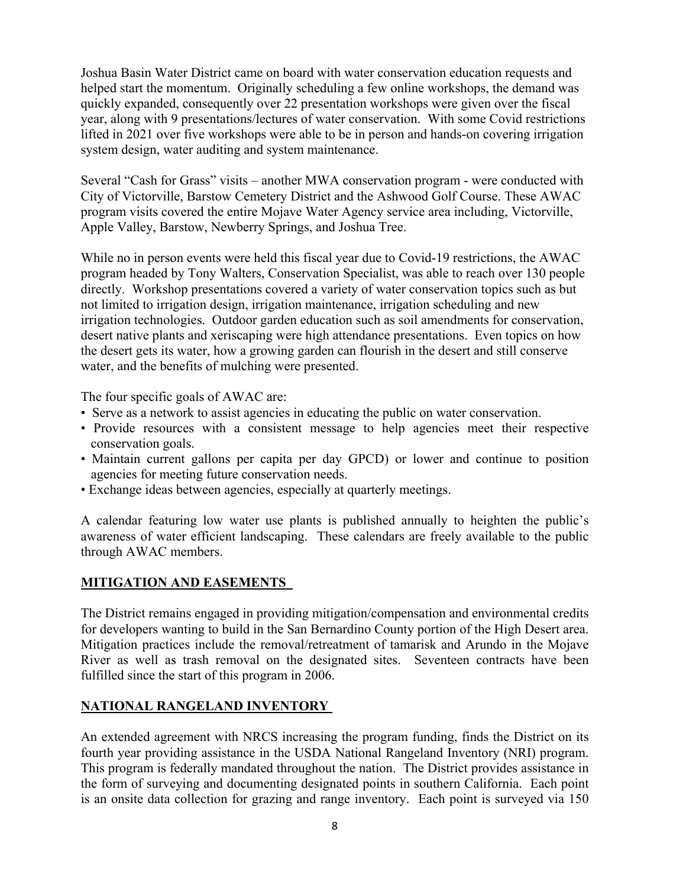Joshua Basin Water District came on board with water conservation education requests and helped start the momentum. Originally scheduling a few online workshops, the demand was quickly expanded, consequently over 22 presentation workshops were given over the fiscal year, along with 9 presentations/lectures of water conservation. With some Covid restrictions lifted in 2021 over five workshops were able to be in person and hands-on covering irrigation system design, water auditing and system maintenance.

Several "Cash for Grass" visits – another MWA conservation program - were conducted with City of Victorville, Barstow Cemetery District and the Ashwood Golf Course. These AWAC program visits covered the entire Mojave Water Agency service area including, Victorville, Apple Valley, Barstow, Newberry Springs, and Joshua Tree.

While no in person events were held this fiscal year due to Covid-19 restrictions, the AWAC program headed by Tony Walters, Conservation Specialist, was able to reach over 130 people directly. Workshop presentations covered a variety of water conservation topics such as but not limited to irrigation design, irrigation maintenance, irrigation scheduling and new irrigation technologies. Outdoor garden education such as soil amendments for conservation, desert native plants and xeriscaping were high attendance presentations. Even topics on how the desert gets its water, how a growing garden can flourish in the desert and still conserve water, and the benefits of mulching were presented.

The four specific goals of AWAC are:

- Serve as a network to assist agencies in educating the public on water conservation.
- Provide resources with a consistent message to help agencies meet their respective conservation goals.
- Maintain current gallons per capita per day GPCD) or lower and continue to position agencies for meeting future conservation needs.
- Exchange ideas between agencies, especially at quarterly meetings.

A calendar featuring low water use plants is published annually to heighten the public's awareness of water efficient landscaping. These calendars are freely available to the public through AWAC members.

## MITIGATION AND EASEMENTS

The District remains engaged in providing mitigation/compensation and environmental credits for developers wanting to build in the San Bernardino County portion of the High Desert area. Mitigation practices include the removal/retreatment of tamarisk and Arundo in the Mojave River as well as trash removal on the designated sites. Seventeen contracts have been fulfilled since the start of this program in 2006.

## NATIONAL RANGELAND INVENTORY

An extended agreement with NRCS increasing the program funding, finds the District on its fourth year providing assistance in the USDA National Rangeland Inventory (NRI) program. This program is federally mandated throughout the nation. The District provides assistance in the form of surveying and documenting designated points in southern California. Each point is an onsite data collection for grazing and range inventory. Each point is surveyed via 150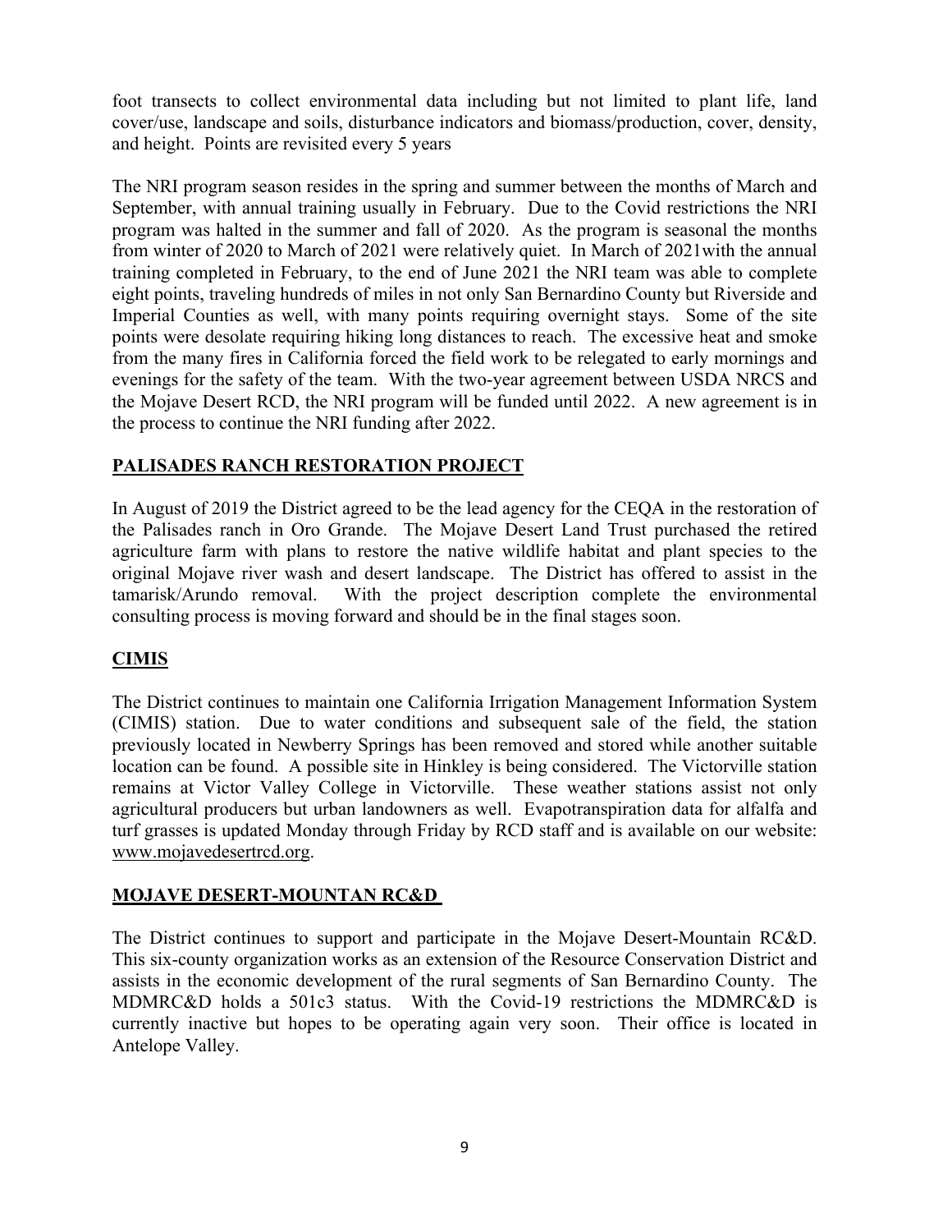foot transects to collect environmental data including but not limited to plant life, land cover/use, landscape and soils, disturbance indicators and biomass/production, cover, density, and height. Points are revisited every 5 years

The NRI program season resides in the spring and summer between the months of March and September, with annual training usually in February. Due to the Covid restrictions the NRI program was halted in the summer and fall of 2020. As the program is seasonal the months from winter of 2020 to March of 2021 were relatively quiet. In March of 2021with the annual training completed in February, to the end of June 2021 the NRI team was able to complete eight points, traveling hundreds of miles in not only San Bernardino County but Riverside and Imperial Counties as well, with many points requiring overnight stays. Some of the site points were desolate requiring hiking long distances to reach. The excessive heat and smoke from the many fires in California forced the field work to be relegated to early mornings and evenings for the safety of the team. With the two-year agreement between USDA NRCS and the Mojave Desert RCD, the NRI program will be funded until 2022. A new agreement is in the process to continue the NRI funding after 2022.

## PALISADES RANCH RESTORATION PROJECT

In August of 2019 the District agreed to be the lead agency for the CEQA in the restoration of the Palisades ranch in Oro Grande. The Mojave Desert Land Trust purchased the retired agriculture farm with plans to restore the native wildlife habitat and plant species to the original Mojave river wash and desert landscape. The District has offered to assist in the tamarisk/Arundo removal. With the project description complete the environmental consulting process is moving forward and should be in the final stages soon.

## CIMIS

The District continues to maintain one California Irrigation Management Information System (CIMIS) station. Due to water conditions and subsequent sale of the field, the station previously located in Newberry Springs has been removed and stored while another suitable location can be found. A possible site in Hinkley is being considered. The Victorville station remains at Victor Valley College in Victorville. These weather stations assist not only agricultural producers but urban landowners as well. Evapotranspiration data for alfalfa and turf grasses is updated Monday through Friday by RCD staff and is available on our website: www.mojavedesertrcd.org.

## MOJAVE DESERT-MOUNTAN RC&D

The District continues to support and participate in the Mojave Desert-Mountain RC&D. This six-county organization works as an extension of the Resource Conservation District and assists in the economic development of the rural segments of San Bernardino County. The MDMRC&D holds a 501c3 status. With the Covid-19 restrictions the MDMRC&D is currently inactive but hopes to be operating again very soon. Their office is located in Antelope Valley.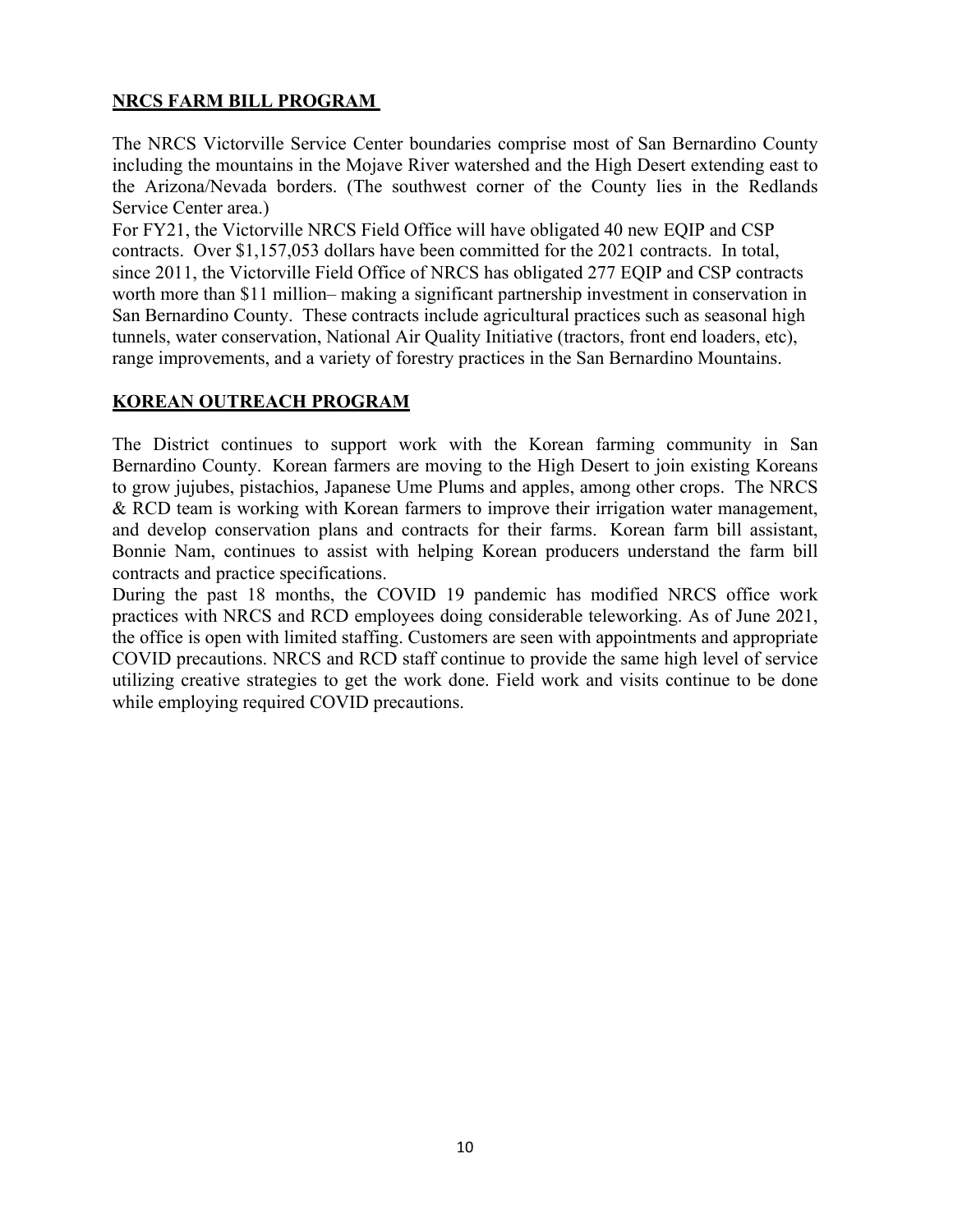## NRCS FARM BILL PROGRAM

The NRCS Victorville Service Center boundaries comprise most of San Bernardino County including the mountains in the Mojave River watershed and the High Desert extending east to the Arizona/Nevada borders. (The southwest corner of the County lies in the Redlands Service Center area.)

For FY21, the Victorville NRCS Field Office will have obligated 40 new EQIP and CSP contracts. Over $1,157,053 dollars have been committed for the 2021 contracts. In total, since 2011, the Victorville Field Office of NRCS has obligated 277 EQIP and CSP contracts worth more than $11 million– making a significant partnership investment in conservation in San Bernardino County. These contracts include agricultural practices such as seasonal high tunnels, water conservation, National Air Quality Initiative (tractors, front end loaders, etc), range improvements, and a variety of forestry practices in the San Bernardino Mountains.

## KOREAN OUTREACH PROGRAM

The District continues to support work with the Korean farming community in San Bernardino County. Korean farmers are moving to the High Desert to join existing Koreans to grow jujubes, pistachios, Japanese Ume Plums and apples, among other crops. The NRCS & RCD team is working with Korean farmers to improve their irrigation water management, and develop conservation plans and contracts for their farms. Korean farm bill assistant, Bonnie Nam, continues to assist with helping Korean producers understand the farm bill contracts and practice specifications.

During the past 18 months, the COVID 19 pandemic has modified NRCS office work practices with NRCS and RCD employees doing considerable teleworking. As of June 2021, the office is open with limited staffing. Customers are seen with appointments and appropriate COVID precautions. NRCS and RCD staff continue to provide the same high level of service utilizing creative strategies to get the work done. Field work and visits continue to be done while employing required COVID precautions.